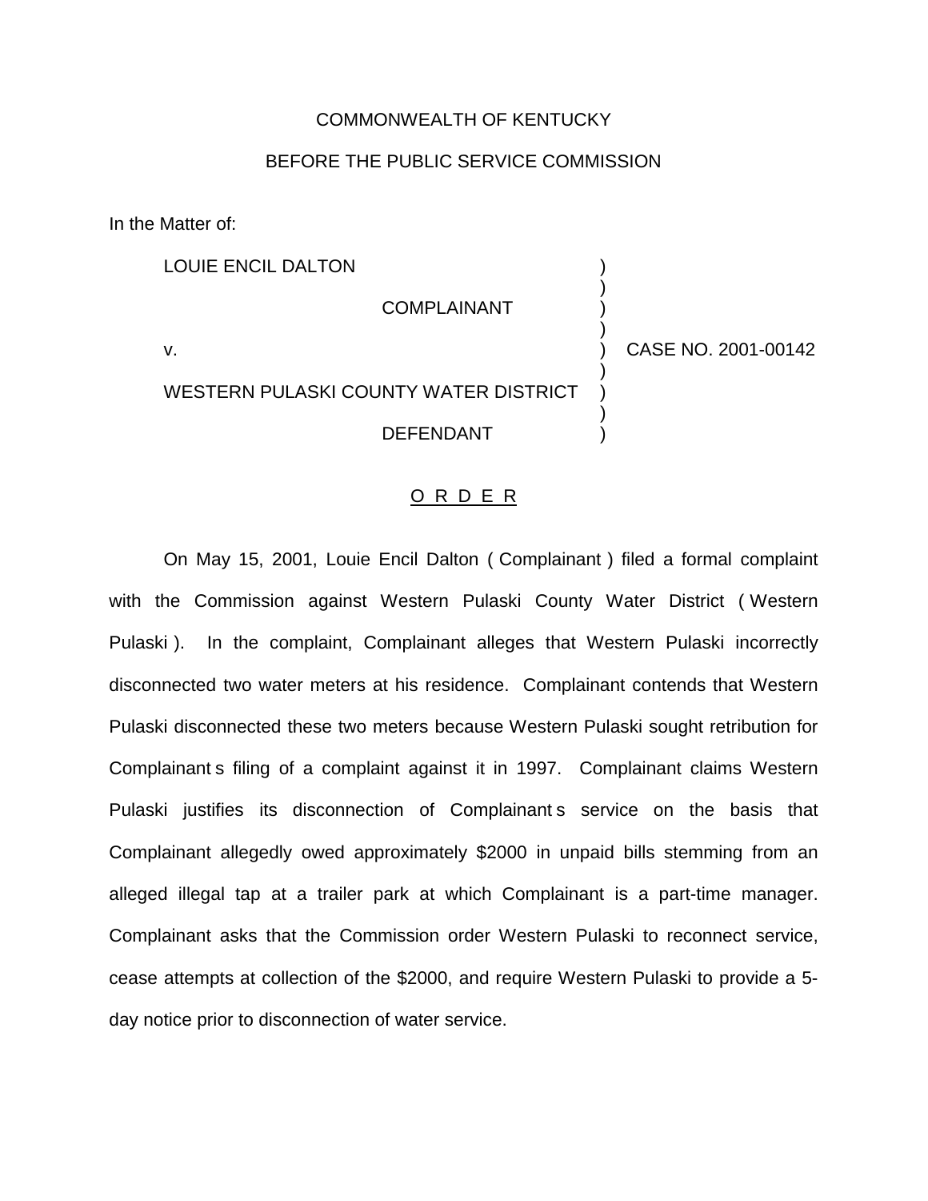COMMONWEALTH OF KENTUCKY

BEFORE THE PUBLIC SERVICE COMMISSION

In the Matter of:

| | | |
|---|---|---|
| LOUIE ENCIL DALTON<br><br>COMPLAINANT<br><br>v.<br><br>WESTERN PULASKI COUNTY WATER DISTRICT<br><br>DEFENDANT | ) | CASE NO. 2001-00142 |

O R D E R

On May 15, 2001, Louie Encil Dalton ( Complainant ) filed a formal complaint with the Commission against Western Pulaski County Water District ( Western Pulaski ). In the complaint, Complainant alleges that Western Pulaski incorrectly disconnected two water meters at his residence. Complainant contends that Western Pulaski disconnected these two meters because Western Pulaski sought retribution for Complainant s filing of a complaint against it in 1997. Complainant claims Western Pulaski justifies its disconnection of Complainant s service on the basis that Complainant allegedly owed approximately $2000 in unpaid bills stemming from an alleged illegal tap at a trailer park at which Complainant is a part-time manager. Complainant asks that the Commission order Western Pulaski to reconnect service, cease attempts at collection of the $2000, and require Western Pulaski to provide a 5-day notice prior to disconnection of water service.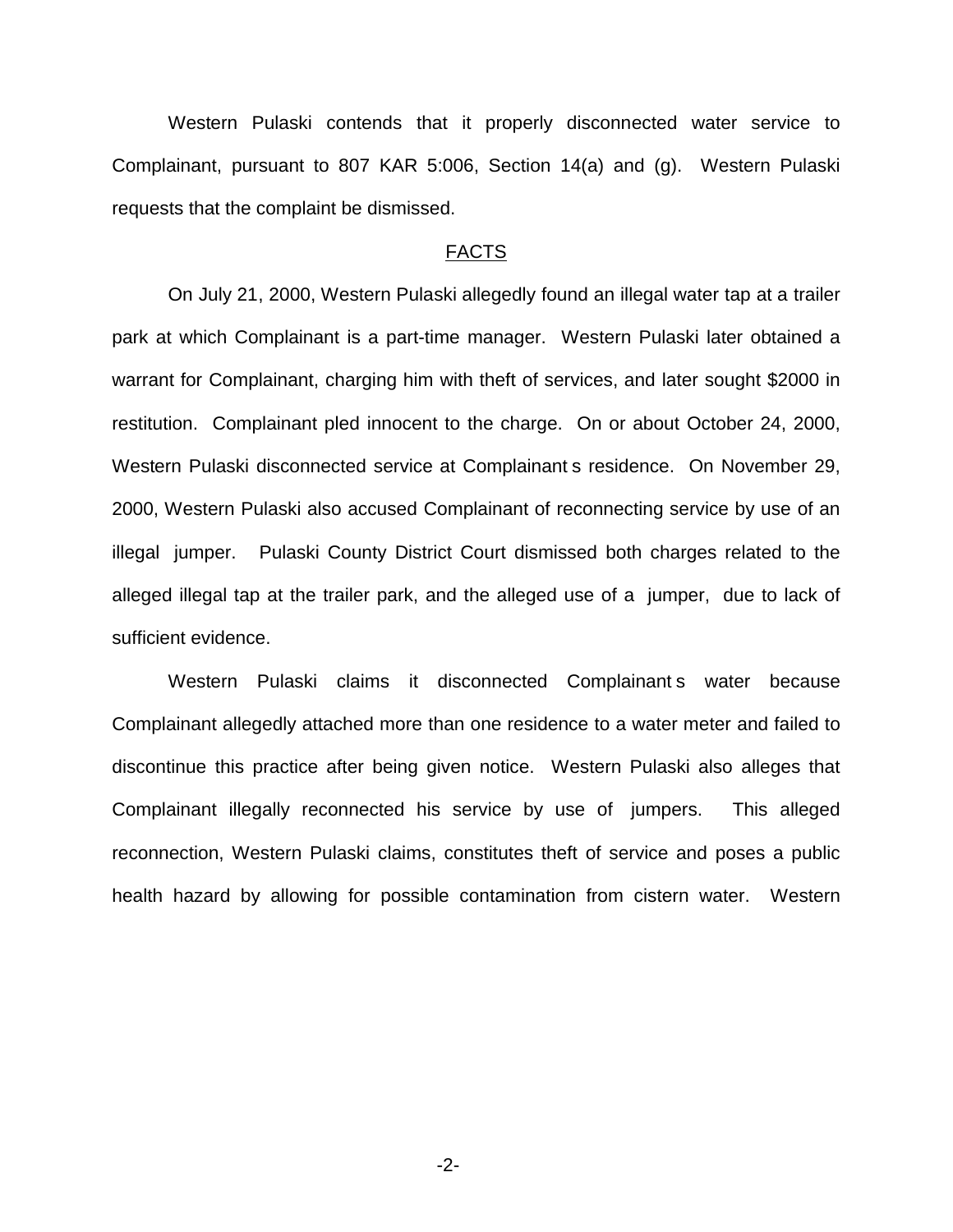Western Pulaski contends that it properly disconnected water service to Complainant, pursuant to 807 KAR 5:006, Section 14(a) and (g). Western Pulaski requests that the complaint be dismissed.

## FACTS

On July 21, 2000, Western Pulaski allegedly found an illegal water tap at a trailer park at which Complainant is a part-time manager. Western Pulaski later obtained a warrant for Complainant, charging him with theft of services, and later sought $2000 in restitution. Complainant pled innocent to the charge. On or about October 24, 2000, Western Pulaski disconnected service at Complainant s residence. On November 29, 2000, Western Pulaski also accused Complainant of reconnecting service by use of an illegal jumper. Pulaski County District Court dismissed both charges related to the alleged illegal tap at the trailer park, and the alleged use of a jumper, due to lack of sufficient evidence.

Western Pulaski claims it disconnected Complainant s water because Complainant allegedly attached more than one residence to a water meter and failed to discontinue this practice after being given notice. Western Pulaski also alleges that Complainant illegally reconnected his service by use of jumpers. This alleged reconnection, Western Pulaski claims, constitutes theft of service and poses a public health hazard by allowing for possible contamination from cistern water. Western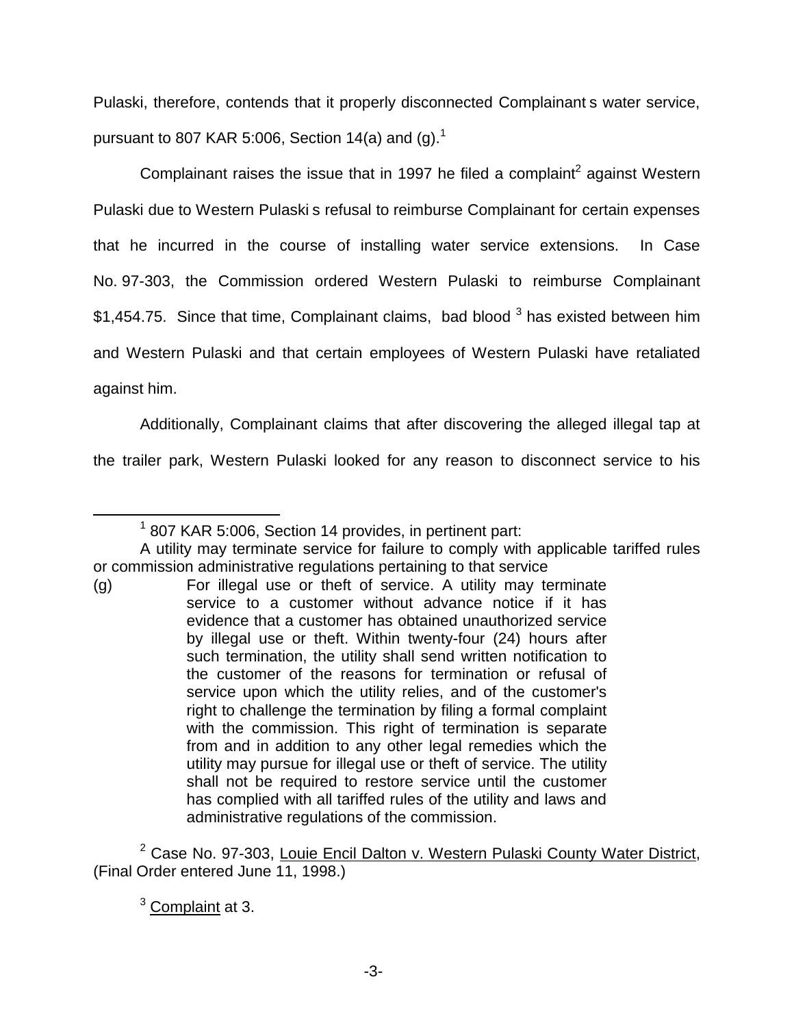Pulaski, therefore, contends that it properly disconnected Complainant s water service, pursuant to 807 KAR 5:006, Section 14(a) and (g).[1]

Complainant raises the issue that in 1997 he filed a complaint[2] against Western Pulaski due to Western Pulaski s refusal to reimburse Complainant for certain expenses that he incurred in the course of installing water service extensions. In Case No. 97-303, the Commission ordered Western Pulaski to reimburse Complainant $1,454.75. Since that time, Complainant claims, bad blood [3] has existed between him and Western Pulaski and that certain employees of Western Pulaski have retaliated against him.

Additionally, Complainant claims that after discovering the alleged illegal tap at the trailer park, Western Pulaski looked for any reason to disconnect service to his

---

[1] 807 KAR 5:006, Section 14 provides, in pertinent part:

A utility may terminate service for failure to comply with applicable tariffed rules or commission administrative regulations pertaining to that service

(g) For illegal use or theft of service. A utility may terminate service to a customer without advance notice if it has evidence that a customer has obtained unauthorized service by illegal use or theft. Within twenty-four (24) hours after such termination, the utility shall send written notification to the customer of the reasons for termination or refusal of service upon which the utility relies, and of the customer's right to challenge the termination by filing a formal complaint with the commission. This right of termination is separate from and in addition to any other legal remedies which the utility may pursue for illegal use or theft of service. The utility shall not be required to restore service until the customer has complied with all tariffed rules of the utility and laws and administrative regulations of the commission.

[2] Case No. 97-303, Louie Encil Dalton v. Western Pulaski County Water District, (Final Order entered June 11, 1998.)

[3] Complaint at 3.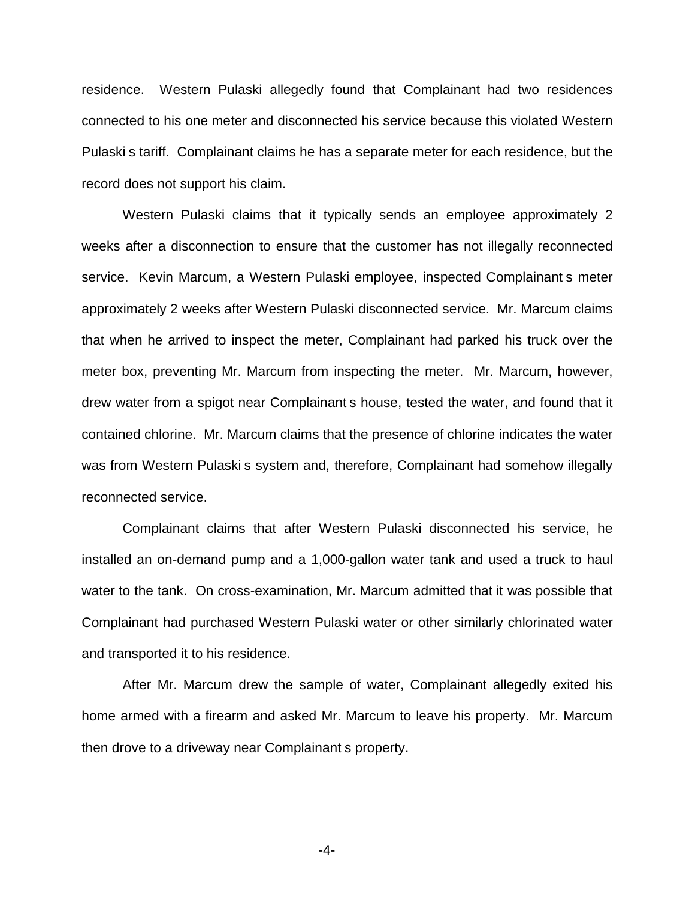residence. Western Pulaski allegedly found that Complainant had two residences connected to his one meter and disconnected his service because this violated Western Pulaski s tariff. Complainant claims he has a separate meter for each residence, but the record does not support his claim.

Western Pulaski claims that it typically sends an employee approximately 2 weeks after a disconnection to ensure that the customer has not illegally reconnected service. Kevin Marcum, a Western Pulaski employee, inspected Complainant s meter approximately 2 weeks after Western Pulaski disconnected service. Mr. Marcum claims that when he arrived to inspect the meter, Complainant had parked his truck over the meter box, preventing Mr. Marcum from inspecting the meter. Mr. Marcum, however, drew water from a spigot near Complainant s house, tested the water, and found that it contained chlorine. Mr. Marcum claims that the presence of chlorine indicates the water was from Western Pulaski s system and, therefore, Complainant had somehow illegally reconnected service.

Complainant claims that after Western Pulaski disconnected his service, he installed an on-demand pump and a 1,000-gallon water tank and used a truck to haul water to the tank. On cross-examination, Mr. Marcum admitted that it was possible that Complainant had purchased Western Pulaski water or other similarly chlorinated water and transported it to his residence.

After Mr. Marcum drew the sample of water, Complainant allegedly exited his home armed with a firearm and asked Mr. Marcum to leave his property. Mr. Marcum then drove to a driveway near Complainant s property.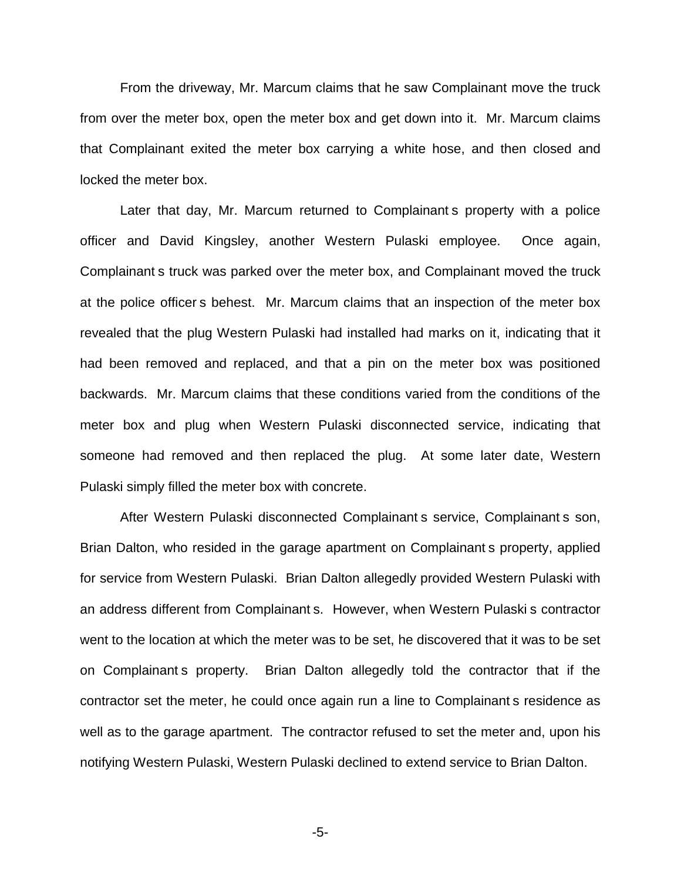From the driveway, Mr. Marcum claims that he saw Complainant move the truck from over the meter box, open the meter box and get down into it. Mr. Marcum claims that Complainant exited the meter box carrying a white hose, and then closed and locked the meter box.

Later that day, Mr. Marcum returned to Complainant s property with a police officer and David Kingsley, another Western Pulaski employee. Once again, Complainant s truck was parked over the meter box, and Complainant moved the truck at the police officer s behest. Mr. Marcum claims that an inspection of the meter box revealed that the plug Western Pulaski had installed had marks on it, indicating that it had been removed and replaced, and that a pin on the meter box was positioned backwards. Mr. Marcum claims that these conditions varied from the conditions of the meter box and plug when Western Pulaski disconnected service, indicating that someone had removed and then replaced the plug. At some later date, Western Pulaski simply filled the meter box with concrete.

After Western Pulaski disconnected Complainant s service, Complainant s son, Brian Dalton, who resided in the garage apartment on Complainant s property, applied for service from Western Pulaski. Brian Dalton allegedly provided Western Pulaski with an address different from Complainant s. However, when Western Pulaski s contractor went to the location at which the meter was to be set, he discovered that it was to be set on Complainant s property. Brian Dalton allegedly told the contractor that if the contractor set the meter, he could once again run a line to Complainant s residence as well as to the garage apartment. The contractor refused to set the meter and, upon his notifying Western Pulaski, Western Pulaski declined to extend service to Brian Dalton.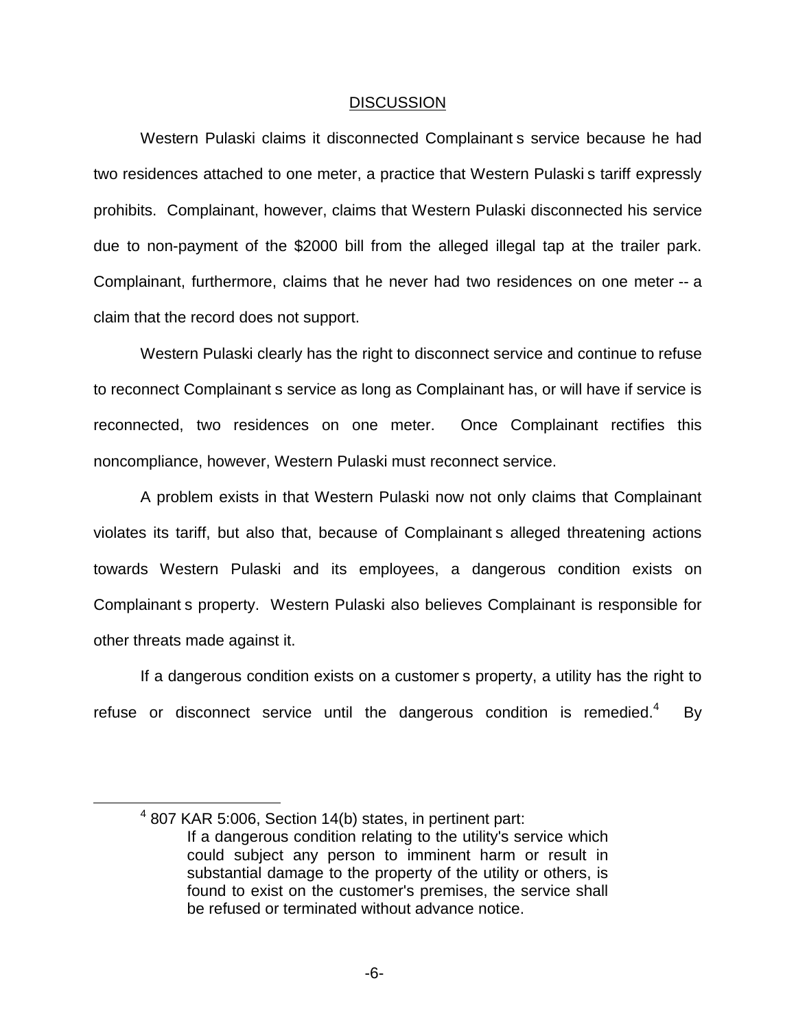## DISCUSSION

Western Pulaski claims it disconnected Complainant s service because he had two residences attached to one meter, a practice that Western Pulaski s tariff expressly prohibits. Complainant, however, claims that Western Pulaski disconnected his service due to non-payment of the $2000 bill from the alleged illegal tap at the trailer park. Complainant, furthermore, claims that he never had two residences on one meter -- a claim that the record does not support.

Western Pulaski clearly has the right to disconnect service and continue to refuse to reconnect Complainant s service as long as Complainant has, or will have if service is reconnected, two residences on one meter. Once Complainant rectifies this noncompliance, however, Western Pulaski must reconnect service.

A problem exists in that Western Pulaski now not only claims that Complainant violates its tariff, but also that, because of Complainant s alleged threatening actions towards Western Pulaski and its employees, a dangerous condition exists on Complainant s property. Western Pulaski also believes Complainant is responsible for other threats made against it.

If a dangerous condition exists on a customer s property, a utility has the right to refuse or disconnect service until the dangerous condition is remedied.[4] By

[4] 807 KAR 5:006, Section 14(b) states, in pertinent part:

> If a dangerous condition relating to the utility's service which could subject any person to imminent harm or result in substantial damage to the property of the utility or others, is found to exist on the customer's premises, the service shall be refused or terminated without advance notice.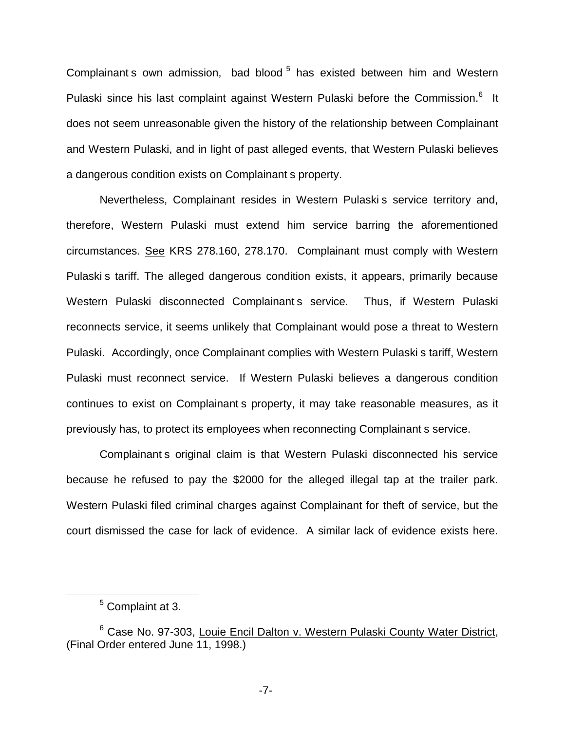Complainant s own admission, bad blood [5] has existed between him and Western Pulaski since his last complaint against Western Pulaski before the Commission.[6] It does not seem unreasonable given the history of the relationship between Complainant and Western Pulaski, and in light of past alleged events, that Western Pulaski believes a dangerous condition exists on Complainant s property.

Nevertheless, Complainant resides in Western Pulaski s service territory and, therefore, Western Pulaski must extend him service barring the aforementioned circumstances. See KRS 278.160, 278.170. Complainant must comply with Western Pulaski s tariff. The alleged dangerous condition exists, it appears, primarily because Western Pulaski disconnected Complainant s service. Thus, if Western Pulaski reconnects service, it seems unlikely that Complainant would pose a threat to Western Pulaski. Accordingly, once Complainant complies with Western Pulaski s tariff, Western Pulaski must reconnect service. If Western Pulaski believes a dangerous condition continues to exist on Complainant s property, it may take reasonable measures, as it previously has, to protect its employees when reconnecting Complainant s service.

Complainant s original claim is that Western Pulaski disconnected his service because he refused to pay the $2000 for the alleged illegal tap at the trailer park. Western Pulaski filed criminal charges against Complainant for theft of service, but the court dismissed the case for lack of evidence. A similar lack of evidence exists here.

[5] Complaint at 3.

[6] Case No. 97-303, Louie Encil Dalton v. Western Pulaski County Water District, (Final Order entered June 11, 1998.)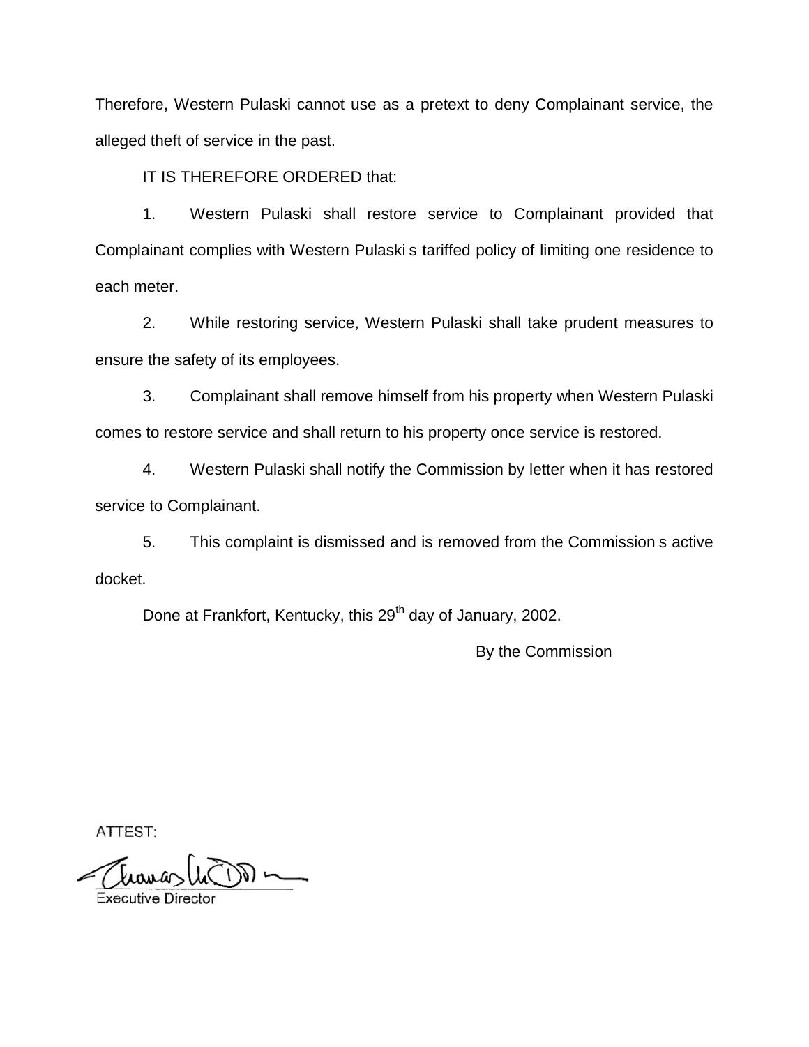Therefore, Western Pulaski cannot use as a pretext to deny Complainant service, the alleged theft of service in the past.

IT IS THEREFORE ORDERED that:

1. Western Pulaski shall restore service to Complainant provided that Complainant complies with Western Pulaski s tariffed policy of limiting one residence to each meter.

2. While restoring service, Western Pulaski shall take prudent measures to ensure the safety of its employees.

3. Complainant shall remove himself from his property when Western Pulaski comes to restore service and shall return to his property once service is restored.

4. Western Pulaski shall notify the Commission by letter when it has restored service to Complainant.

5. This complaint is dismissed and is removed from the Commission s active docket.

Done at Frankfort, Kentucky, this 29th day of January, 2002.

By the Commission

ATTEST:

Executive Director